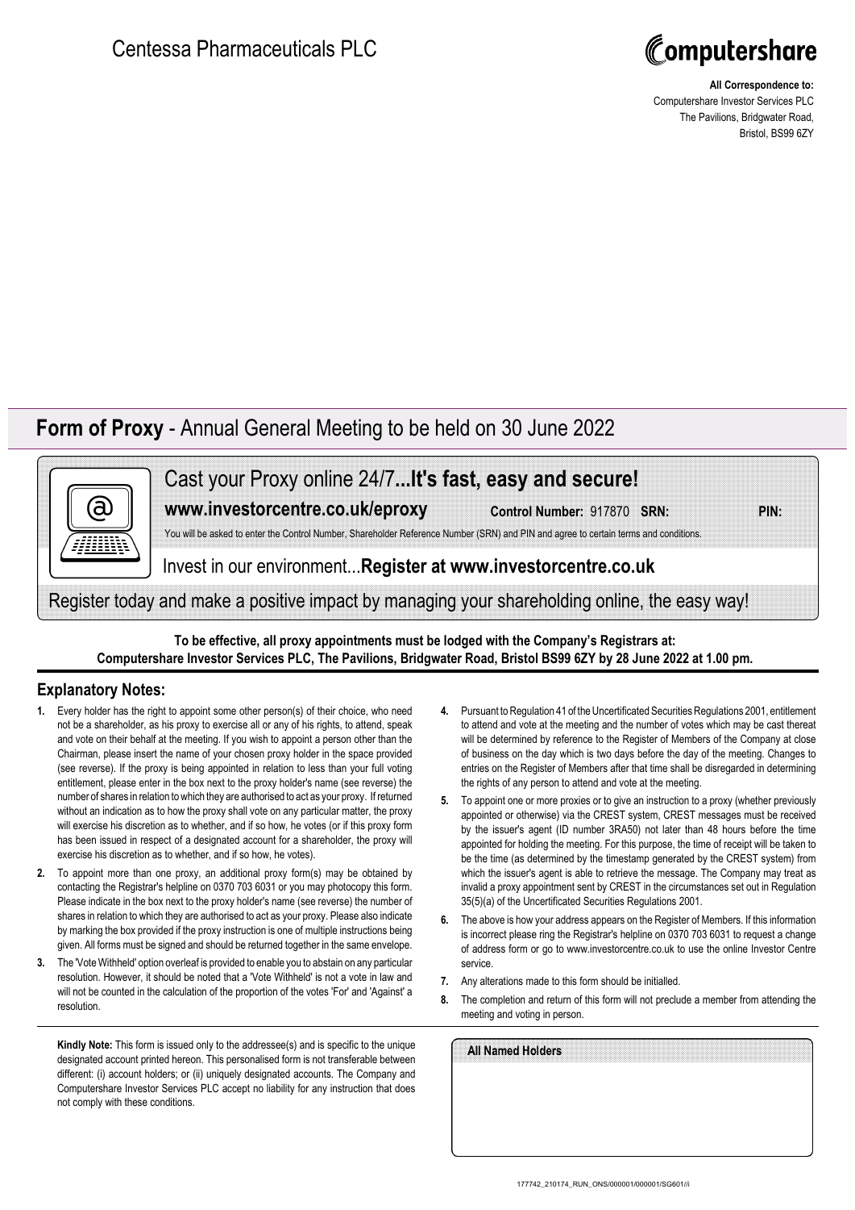Centessa Pharmaceuticals PLC

Computershare

**All Correspondence to:**
Computershare Investor Services PLC
The Pavilions, Bridgwater Road,
Bristol, BS99 6ZY

# **Form of Proxy** - Annual General Meeting to be held on 30 June 2022

## Cast your Proxy online 24/7...**It's fast, easy and secure!**

**www.investorcentre.co.uk/eproxy** **Control Number:** 917870 **SRN:** **PIN:**

You will be asked to enter the Control Number, Shareholder Reference Number (SRN) and PIN and agree to certain terms and conditions.

Invest in our environment...**Register at www.investorcentre.co.uk**

Register today and make a positive impact by managing your shareholding online, the easy way!

**To be effective, all proxy appointments must be lodged with the Company's Registrars at: Computershare Investor Services PLC, The Pavilions, Bridgwater Road, Bristol BS99 6ZY by 28 June 2022 at 1.00 pm.**

## Explanatory Notes:

1. Every holder has the right to appoint some other person(s) of their choice, who need not be a shareholder, as his proxy to exercise all or any of his rights, to attend, speak and vote on their behalf at the meeting. If you wish to appoint a person other than the Chairman, please insert the name of your chosen proxy holder in the space provided (see reverse). If the proxy is being appointed in relation to less than your full voting entitlement, please enter in the box next to the proxy holder's name (see reverse) the number of shares in relation to which they are authorised to act as your proxy. If returned without an indication as to how the proxy shall vote on any particular matter, the proxy will exercise his discretion as to whether, and if so how, he votes (or if this proxy form has been issued in respect of a designated account for a shareholder, the proxy will exercise his discretion as to whether, and if so how, he votes).
2. To appoint more than one proxy, an additional proxy form(s) may be obtained by contacting the Registrar's helpline on 0370 703 6031 or you may photocopy this form. Please indicate in the box next to the proxy holder's name (see reverse) the number of shares in relation to which they are authorised to act as your proxy. Please also indicate by marking the box provided if the proxy instruction is one of multiple instructions being given. All forms must be signed and should be returned together in the same envelope.
3. The 'Vote Withheld' option overleaf is provided to enable you to abstain on any particular resolution. However, it should be noted that a 'Vote Withheld' is not a vote in law and will not be counted in the calculation of the proportion of the votes 'For' and 'Against' a resolution.
4. Pursuant to Regulation 41 of the Uncertificated Securities Regulations 2001, entitlement to attend and vote at the meeting and the number of votes which may be cast thereat will be determined by reference to the Register of Members of the Company at close of business on the day which is two days before the day of the meeting. Changes to entries on the Register of Members after that time shall be disregarded in determining the rights of any person to attend and vote at the meeting.
5. To appoint one or more proxies or to give an instruction to a proxy (whether previously appointed or otherwise) via the CREST system, CREST messages must be received by the issuer's agent (ID number 3RA50) not later than 48 hours before the time appointed for holding the meeting. For this purpose, the time of receipt will be taken to be the time (as determined by the timestamp generated by the CREST system) from which the issuer's agent is able to retrieve the message. The Company may treat as invalid a proxy appointment sent by CREST in the circumstances set out in Regulation 35(5)(a) of the Uncertificated Securities Regulations 2001.
6. The above is how your address appears on the Register of Members. If this information is incorrect please ring the Registrar's helpline on 0370 703 6031 to request a change of address form or go to www.investorcentre.co.uk to use the online Investor Centre service.
7. Any alterations made to this form should be initialled.
8. The completion and return of this form will not preclude a member from attending the meeting and voting in person.

**Kindly Note:** This form is issued only to the addressee(s) and is specific to the unique designated account printed hereon. This personalised form is not transferable between different: (i) account holders; or (ii) uniquely designated accounts. The Company and Computershare Investor Services PLC accept no liability for any instruction that does not comply with these conditions.

**All Named Holders**

177742_210174_RUN_ONS/000001/000001/SG601//i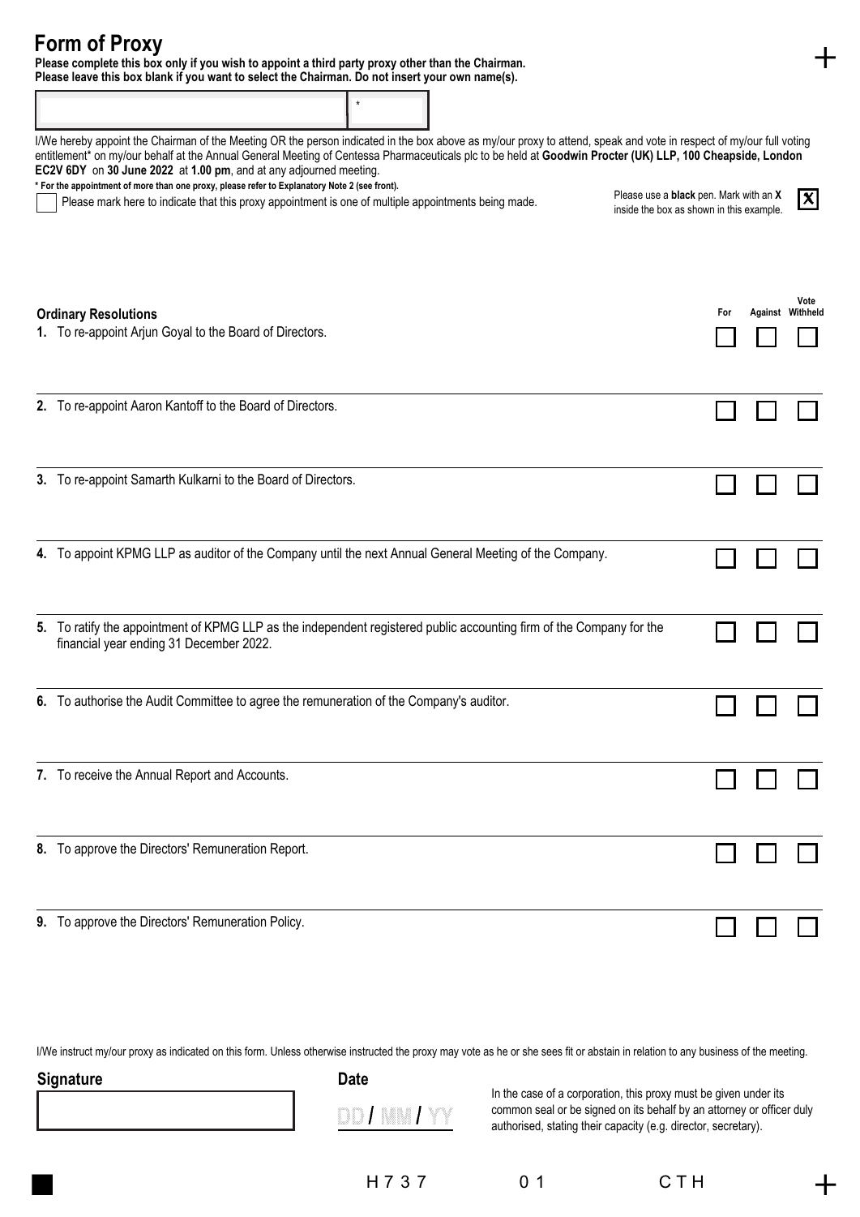# Form of Proxy

**Please complete this box only if you wish to appoint a third party proxy other than the Chairman.**
**Please leave this box blank if you want to select the Chairman. Do not insert your own name(s).**

| | * |
|---|---|
| | |

I/We hereby appoint the Chairman of the Meeting OR the person indicated in the box above as my/our proxy to attend, speak and vote in respect of my/our full voting entitlement* on my/our behalf at the Annual General Meeting of Centessa Pharmaceuticals plc to be held at **Goodwin Procter (UK) LLP, 100 Cheapside, London EC2V 6DY** on **30 June 2022** at **1.00 pm**, and at any adjourned meeting.

**\* For the appointment of more than one proxy, please refer to Explanatory Note 2 (see front).**

☐ Please mark here to indicate that this proxy appointment is one of multiple appointments being made.

Please use a **black** pen. Mark with an **X** inside the box as shown in this example. ☒

| **Ordinary Resolutions** | For | Against | Vote Withheld |
|---|---|---|---|
| **1.** To re-appoint Arjun Goyal to the Board of Directors. | ☐ | ☐ | ☐ |
| **2.** To re-appoint Aaron Kantoff to the Board of Directors. | ☐ | ☐ | ☐ |
| **3.** To re-appoint Samarth Kulkarni to the Board of Directors. | ☐ | ☐ | ☐ |
| **4.** To appoint KPMG LLP as auditor of the Company until the next Annual General Meeting of the Company. | ☐ | ☐ | ☐ |
| **5.** To ratify the appointment of KPMG LLP as the independent registered public accounting firm of the Company for the financial year ending 31 December 2022. | ☐ | ☐ | ☐ |
| **6.** To authorise the Audit Committee to agree the remuneration of the Company's auditor. | ☐ | ☐ | ☐ |
| **7.** To receive the Annual Report and Accounts. | ☐ | ☐ | ☐ |
| **8.** To approve the Directors' Remuneration Report. | ☐ | ☐ | ☐ |
| **9.** To approve the Directors' Remuneration Policy. | ☐ | ☐ | ☐ |

I/We instruct my/our proxy as indicated on this form. Unless otherwise instructed the proxy may vote as he or she sees fit or abstain in relation to any business of the meeting.

**Signature**

**Date**

DD / MM / YY

In the case of a corporation, this proxy must be given under its common seal or be signed on its behalf by an attorney or officer duly authorised, stating their capacity (e.g. director, secretary).

H737 01 CTH